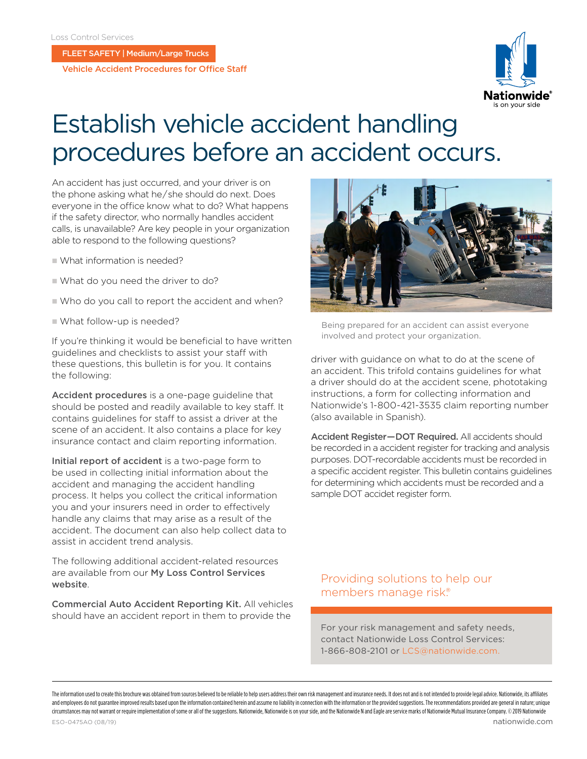Loss Control Services

**FLEET SAFETY | Medium/Large Trucks**

**Vehicle Accident Procedures for Office Staff**

# Establish vehicle accident handling procedures before an accident occurs.

An accident has just occurred, and your driver is on the phone asking what he/she should do next. Does everyone in the office know what to do? What happens if the safety director, who normally handles accident calls, is unavailable? Are key people in your organization able to respond to the following questions?

- What information is needed?
- What do you need the driver to do?
- Who do you call to report the accident and when?
- What follow-up is needed?

If you're thinking it would be beneficial to have written guidelines and checklists to assist your staff with these questions, this bulletin is for you. It contains the following:

**Accident procedures** is a one-page guideline that should be posted and readily available to key staff. It contains guidelines for staff to assist a driver at the scene of an accident. It also contains a place for key insurance contact and claim reporting information.

**Initial report of accident** is a two-page form to be used in collecting initial information about the accident and managing the accident handling process. It helps you collect the critical information you and your insurers need in order to effectively handle any claims that may arise as a result of the accident. The document can also help collect data to assist in accident trend analysis.

The following additional accident-related resources are available from our **My Loss Control Services website**.

**Commercial Auto Accident Reporting Kit.** All vehicles should have an accident report in them to provide the driver with guidance on what to do at the scene of an accident. This trifold contains guidelines for what a driver should do at the accident scene, phototaking instructions, a form for collecting information and Nationwide's 1-800-421-3535 claim reporting number (also available in Spanish).

Being prepared for an accident can assist everyone involved and protect your organization.

**Accident Register—DOT Required.** All accidents should be recorded in a accident register for tracking and analysis purposes. DOT-recordable accidents must be recorded in a specific accident register. This bulletin contains guidelines for determining which accidents must be recorded and a sample DOT accidet register form.

Providing solutions to help our members manage risk.®

For your risk management and safety needs, contact Nationwide Loss Control Services: 1-866-808-2101 or LCS@nationwide.com.

The information used to create this brochure was obtained from sources believed to be reliable to help users address their own risk management and insurance needs. It does not and is not intended to provide legal advice. Nationwide, its affiliates and employees do not guarantee improved results based upon the information contained herein and assume no liability in connection with the information or the provided suggestions. The recommendations provided are general in nature; unique circumstances may not warrant or require implementation of some or all of the suggestions. Nationwide, Nationwide is on your side, and the Nationwide N and Eagle are service marks of Nationwide Mutual Insurance Company. © 2019 Nationwide

ESO-0475AO (08/19)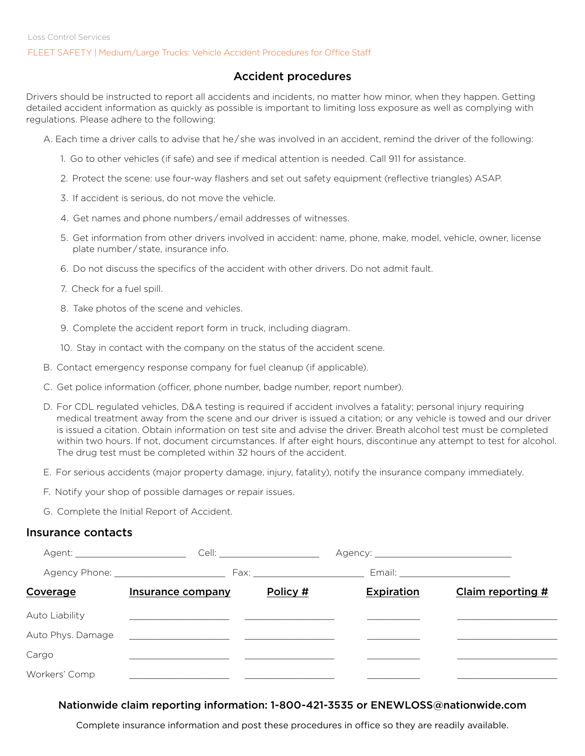Loss Control Services

FLEET SAFETY | Medium/Large Trucks: Vehicle Accident Procedures for Office Staff

## Accident procedures

Drivers should be instructed to report all accidents and incidents, no matter how minor, when they happen. Getting detailed accident information as quickly as possible is important to limiting loss exposure as well as complying with regulations. Please adhere to the following:

A. Each time a driver calls to advise that he/she was involved in an accident, remind the driver of the following:

   1. Go to other vehicles (if safe) and see if medical attention is needed. Call 911 for assistance.
   2. Protect the scene: use four-way flashers and set out safety equipment (reflective triangles) ASAP.
   3. If accident is serious, do not move the vehicle.
   4. Get names and phone numbers/email addresses of witnesses.
   5. Get information from other drivers involved in accident: name, phone, make, model, vehicle, owner, license plate number/state, insurance info.
   6. Do not discuss the specifics of the accident with other drivers. Do not admit fault.
   7. Check for a fuel spill.
   8. Take photos of the scene and vehicles.
   9. Complete the accident report form in truck, including diagram.
   10. Stay in contact with the company on the status of the accident scene.

B. Contact emergency response company for fuel cleanup (if applicable).

C. Get police information (officer, phone number, badge number, report number).

D. For CDL regulated vehicles, D&A testing is required if accident involves a fatality; personal injury requiring medical treatment away from the scene and our driver is issued a citation; or any vehicle is towed and our driver is issued a citation. Obtain information on test site and advise the driver. Breath alcohol test must be completed within two hours. If not, document circumstances. If after eight hours, discontinue any attempt to test for alcohol. The drug test must be completed within 32 hours of the accident.

E. For serious accidents (major property damage, injury, fatality), notify the insurance company immediately.

F. Notify your shop of possible damages or repair issues.

G. Complete the Initial Report of Accident.

## Insurance contacts

Agent: ____________________ Cell: ____________________ Agency: ________________________

Agency Phone: ____________________ Fax: ____________________ Email: ____________________

| Coverage | Insurance company | Policy # | Expiration | Claim reporting # |
|---|---|---|---|---|
| Auto Liability | | | | |
| Auto Phys. Damage | | | | |
| Cargo | | | | |
| Workers' Comp | | | | |

**Nationwide claim reporting information: 1-800-421-3535 or ENEWLOSS@nationwide.com**

Complete insurance information and post these procedures in office so they are readily available.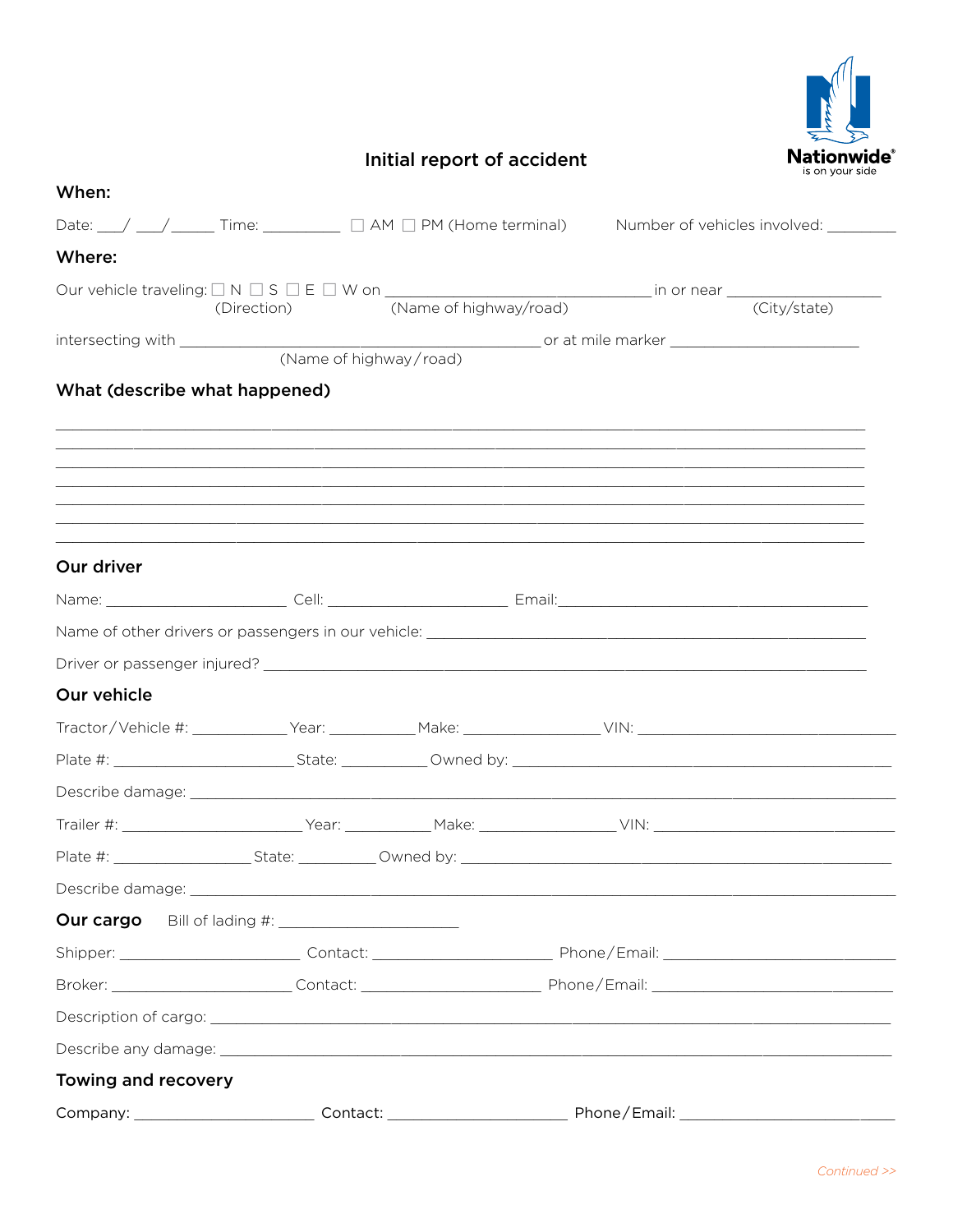Nationwide®
is on your side

# Initial report of accident

## When:

Date: ___/ ___/_____ Time: _________ ☐ AM ☐ PM (Home terminal) Number of vehicles involved: ________

## Where:

Our vehicle traveling: ☐ N ☐ S ☐ E ☐ W on ______________________________ in or near _________________
(Direction) (Name of highway/road) (City/state)

intersecting with ________________________________________ or at mile marker _____________________
(Name of highway/road)

## What (describe what happened)

_______________________________________________________________________________________

_______________________________________________________________________________________

_______________________________________________________________________________________

_______________________________________________________________________________________

_______________________________________________________________________________________

_______________________________________________________________________________________

_______________________________________________________________________________________

## Our driver

Name: ____________________ Cell: ____________________ Email:___________________________________

Name of other drivers or passengers in our vehicle: _____________________________________________

Driver or passenger injured? __________________________________________________________________

## Our vehicle

Tractor/Vehicle #: ___________ Year: __________ Make: _______________ VIN: _____________________________

Plate #: ____________________ State: __________ Owned by: __________________________________________

Describe damage: __________________________________________________________________________________

Trailer #: ____________________ Year: __________ Make: _______________ VIN: ____________________________

Plate #: _______________ State: _________ Owned by: _________________________________________________

Describe damage: __________________________________________________________________________________

## Our cargo

Bill of lading #: ____________________

Shipper: ____________________ Contact: ____________________ Phone/Email: _________________________

Broker: ____________________ Contact: ____________________ Phone/Email: __________________________

Description of cargo: _____________________________________________________________________________

Describe any damage: _____________________________________________________________________________

## Towing and recovery

Company: ____________________ Contact: ____________________ Phone/Email: ________________________

*Continued >>*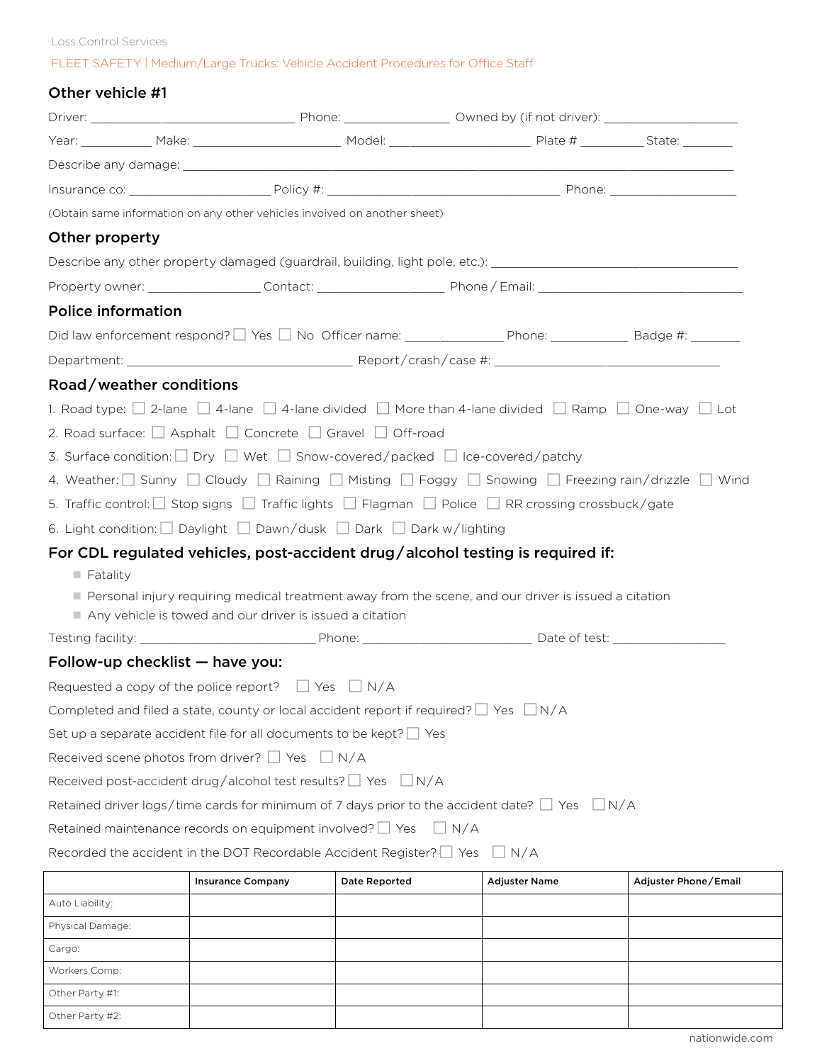## Other vehicle #1

Driver: ______________________________ Phone: _______________ Owned by (if not driver): ____________________

Year: __________ Make: ______________________ Model: _____________________ Plate # _________ State: _______

Describe any damage: ___________________________________________________________________________________

Insurance co: ____________________ Policy #: __________________________________ Phone: ___________________

(Obtain same information on any other vehicles involved on another sheet)

## Other property

Describe any other property damaged (guardrail, building, light pole, etc.): ____________________________________

Property owner: ________________ Contact: __________________ Phone / Email: ___________________________

## Police information

Did law enforcement respond? ☐ Yes ☐ No Officer name: ______________ Phone: ___________ Badge #: _______

Department: _________________________________ Report / crash / case #: ________________________________

## Road / weather conditions

1. Road type: ☐ 2-lane ☐ 4-lane ☐ 4-lane divided ☐ More than 4-lane divided ☐ Ramp ☐ One-way ☐ Lot
2. Road surface: ☐ Asphalt ☐ Concrete ☐ Gravel ☐ Off-road
3. Surface condition: ☐ Dry ☐ Wet ☐ Snow-covered / packed ☐ Ice-covered / patchy
4. Weather: ☐ Sunny ☐ Cloudy ☐ Raining ☐ Misting ☐ Foggy ☐ Snowing ☐ Freezing rain / drizzle ☐ Wind
5. Traffic control: ☐ Stop signs ☐ Traffic lights ☐ Flagman ☐ Police ☐ RR crossing crossbuck / gate
6. Light condition: ☐ Daylight ☐ Dawn / dusk ☐ Dark ☐ Dark w / lighting

## For CDL regulated vehicles, post-accident drug / alcohol testing is required if:

- Fatality
- Personal injury requiring medical treatment away from the scene, and our driver is issued a citation
- Any vehicle is towed and our driver is issued a citation

Testing facility: _________________________ Phone: ________________________ Date of test: ________________

## Follow-up checklist — have you:

Requested a copy of the police report? ☐ Yes ☐ N / A

Completed and filed a state, county or local accident report if required? ☐ Yes ☐ N / A

Set up a separate accident file for all documents to be kept? ☐ Yes

Received scene photos from driver? ☐ Yes ☐ N / A

Received post-accident drug / alcohol test results? ☐ Yes ☐ N / A

Retained driver logs / time cards for minimum of 7 days prior to the accident date? ☐ Yes ☐ N / A

Retained maintenance records on equipment involved? ☐ Yes ☐ N / A

Recorded the accident in the DOT Recordable Accident Register? ☐ Yes ☐ N / A

| | Insurance Company | Date Reported | Adjuster Name | Adjuster Phone / Email |
|---|---|---|---|---|
| Auto Liability: | | | | |
| Physical Damage: | | | | |
| Cargo: | | | | |
| Workers Comp: | | | | |
| Other Party #1: | | | | |
| Other Party #2: | | | | |